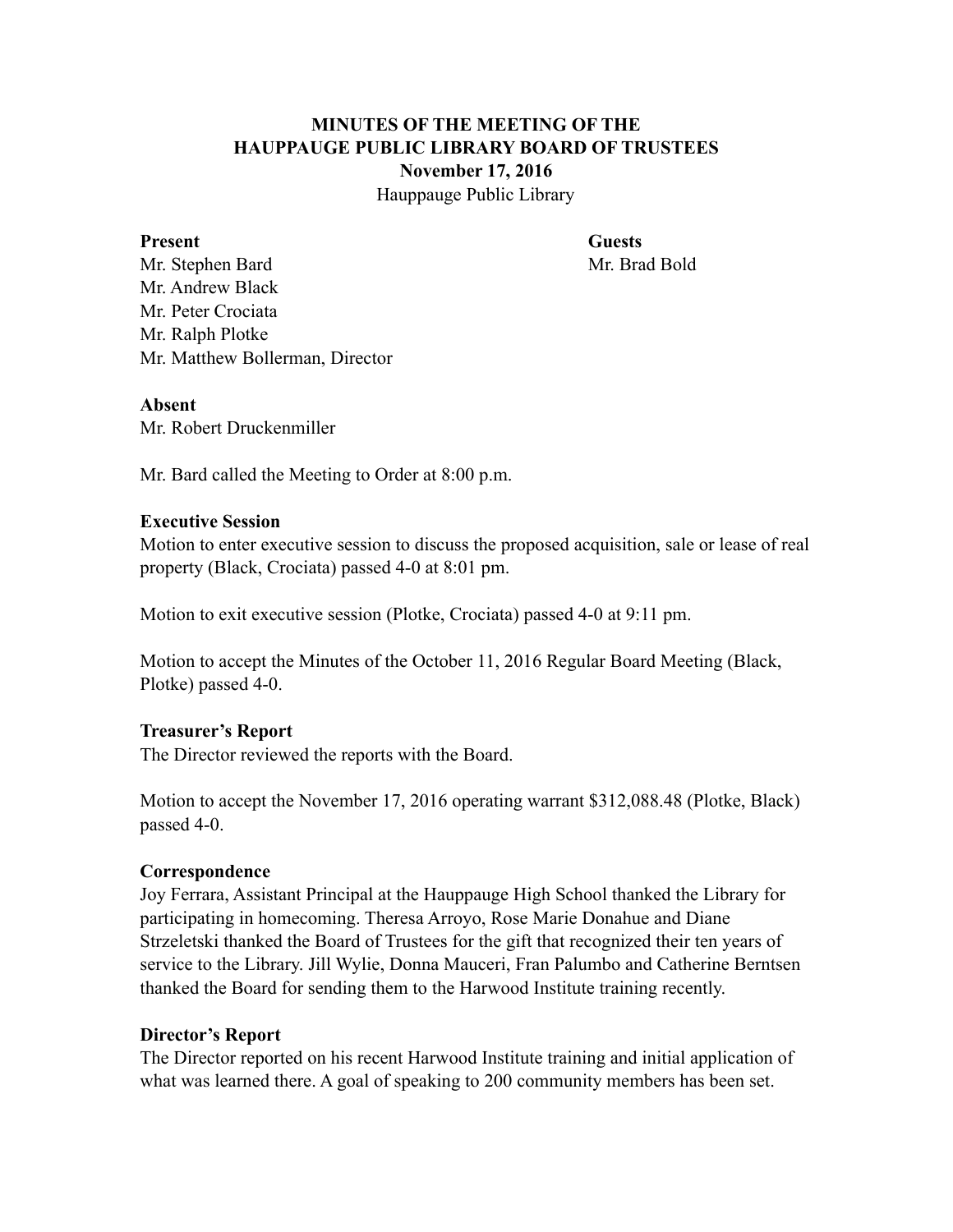**MINUTES OF THE MEETING OF THE**
**HAUPPAUGE PUBLIC LIBRARY BOARD OF TRUSTEES**
**November 17, 2016**
Hauppauge Public Library

**Present**
Mr. Stephen Bard
Mr. Andrew Black
Mr. Peter Crociata
Mr. Ralph Plotke
Mr. Matthew Bollerman, Director

**Guests**
Mr. Brad Bold

**Absent**
Mr. Robert Druckenmiller

Mr. Bard called the Meeting to Order at 8:00 p.m.

**Executive Session**
Motion to enter executive session to discuss the proposed acquisition, sale or lease of real property (Black, Crociata) passed 4-0 at 8:01 pm.

Motion to exit executive session (Plotke, Crociata) passed 4-0 at 9:11 pm.

Motion to accept the Minutes of the October 11, 2016 Regular Board Meeting (Black, Plotke) passed 4-0.

**Treasurer's Report**
The Director reviewed the reports with the Board.

Motion to accept the November 17, 2016 operating warrant $312,088.48 (Plotke, Black) passed 4-0.

**Correspondence**
Joy Ferrara, Assistant Principal at the Hauppauge High School thanked the Library for participating in homecoming. Theresa Arroyo, Rose Marie Donahue and Diane Strzeletski thanked the Board of Trustees for the gift that recognized their ten years of service to the Library. Jill Wylie, Donna Mauceri, Fran Palumbo and Catherine Berntsen thanked the Board for sending them to the Harwood Institute training recently.

**Director's Report**
The Director reported on his recent Harwood Institute training and initial application of what was learned there. A goal of speaking to 200 community members has been set.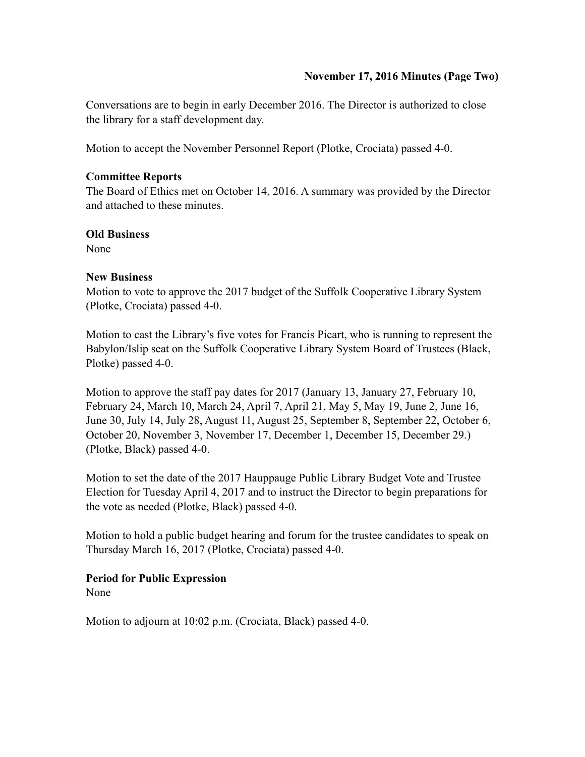Conversations are to begin in early December 2016. The Director is authorized to close the library for a staff development day.

Motion to accept the November Personnel Report (Plotke, Crociata) passed 4-0.

**Committee Reports**

The Board of Ethics met on October 14, 2016. A summary was provided by the Director and attached to these minutes.

**Old Business**

None

**New Business**

Motion to vote to approve the 2017 budget of the Suffolk Cooperative Library System (Plotke, Crociata) passed 4-0.

Motion to cast the Library's five votes for Francis Picart, who is running to represent the Babylon/Islip seat on the Suffolk Cooperative Library System Board of Trustees (Black, Plotke) passed 4-0.

Motion to approve the staff pay dates for 2017 (January 13, January 27, February 10, February 24, March 10, March 24, April 7, April 21, May 5, May 19, June 2, June 16, June 30, July 14, July 28, August 11, August 25, September 8, September 22, October 6, October 20, November 3, November 17, December 1, December 15, December 29.) (Plotke, Black) passed 4-0.

Motion to set the date of the 2017 Hauppauge Public Library Budget Vote and Trustee Election for Tuesday April 4, 2017 and to instruct the Director to begin preparations for the vote as needed (Plotke, Black) passed 4-0.

Motion to hold a public budget hearing and forum for the trustee candidates to speak on Thursday March 16, 2017 (Plotke, Crociata) passed 4-0.

**Period for Public Expression**

None

Motion to adjourn at 10:02 p.m. (Crociata, Black) passed 4-0.